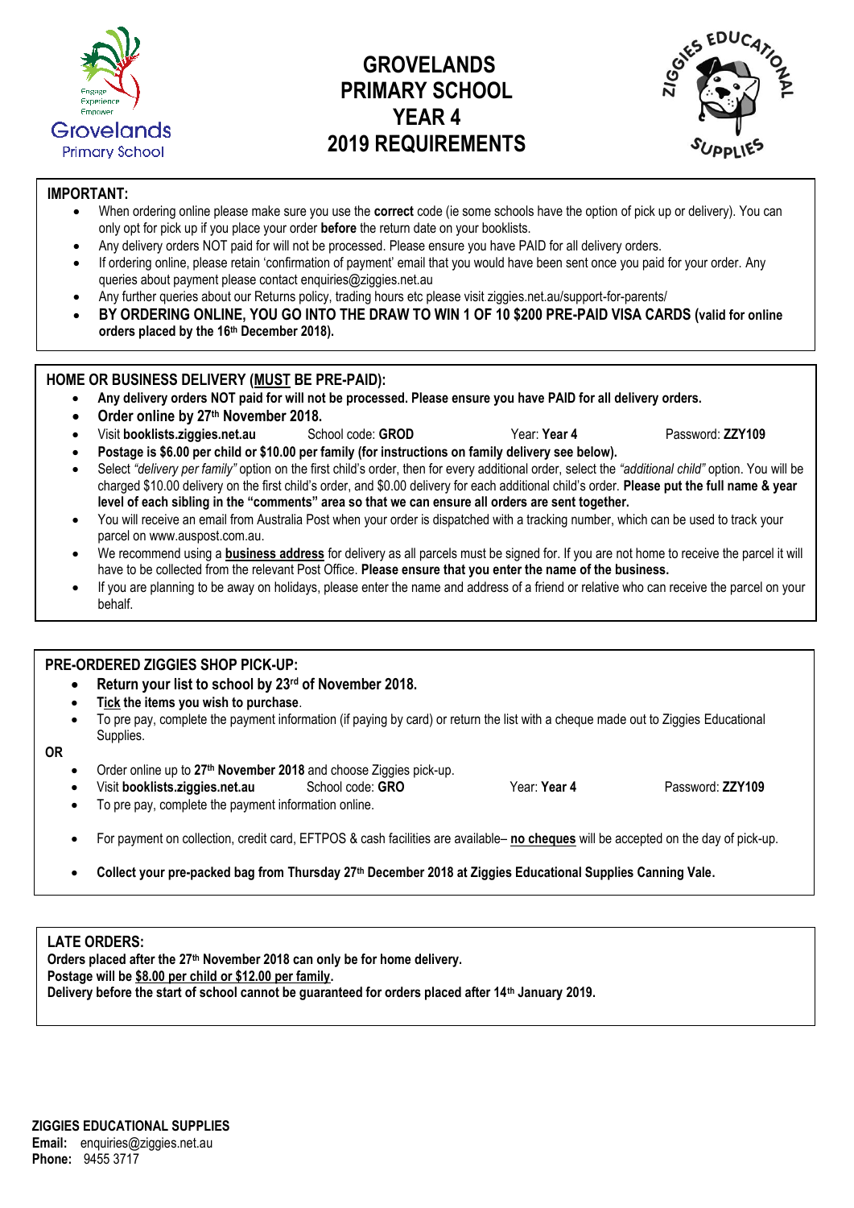# GROVELANDS PRIMARY SCHOOL YEAR 4 2019 REQUIREMENTS

**IMPORTANT:**

- When ordering online please make sure you use the **correct** code (ie some schools have the option of pick up or delivery). You can only opt for pick up if you place your order **before** the return date on your booklists.
- Any delivery orders NOT paid for will not be processed. Please ensure you have PAID for all delivery orders.
- If ordering online, please retain 'confirmation of payment' email that you would have been sent once you paid for your order. Any queries about payment please contact enquiries@ziggies.net.au
- Any further queries about our Returns policy, trading hours etc please visit ziggies.net.au/support-for-parents/
- **BY ORDERING ONLINE, YOU GO INTO THE DRAW TO WIN 1 OF 10 $200 PRE-PAID VISA CARDS (valid for online orders placed by the 16th December 2018).**

**HOME OR BUSINESS DELIVERY (MUST BE PRE-PAID):**

- **Any delivery orders NOT paid for will not be processed. Please ensure you have PAID for all delivery orders.**
- **Order online by 27th November 2018.**
- Visit **booklists.ziggies.net.au** School code: **GROD** Year: **Year 4** Password: **ZZY109**
- **Postage is $6.00 per child or $10.00 per family (for instructions on family delivery see below).**
- Select *"delivery per family"* option on the first child's order, then for every additional order, select the *"additional child"* option. You will be charged $10.00 delivery on the first child's order, and $0.00 delivery for each additional child's order. **Please put the full name & year level of each sibling in the "comments" area so that we can ensure all orders are sent together.**
- You will receive an email from Australia Post when your order is dispatched with a tracking number, which can be used to track your parcel on www.auspost.com.au.
- We recommend using a **business address** for delivery as all parcels must be signed for. If you are not home to receive the parcel it will have to be collected from the relevant Post Office. **Please ensure that you enter the name of the business.**
- If you are planning to be away on holidays, please enter the name and address of a friend or relative who can receive the parcel on your behalf.

**PRE-ORDERED ZIGGIES SHOP PICK-UP:**

- **Return your list to school by 23rd of November 2018.**
- **Tick the items you wish to purchase**.
- To pre pay, complete the payment information (if paying by card) or return the list with a cheque made out to Ziggies Educational Supplies.

**OR**

- Order online up to **27th November 2018** and choose Ziggies pick-up.
- Visit **booklists.ziggies.net.au** School code: **GRO** Year: **Year 4** Password: **ZZY109**
- To pre pay, complete the payment information online.
- For payment on collection, credit card, EFTPOS & cash facilities are available– **no cheques** will be accepted on the day of pick-up.
- **Collect your pre-packed bag from Thursday 27th December 2018 at Ziggies Educational Supplies Canning Vale.**

**LATE ORDERS:**

**Orders placed after the 27th November 2018 can only be for home delivery.**
**Postage will be $8.00 per child or $12.00 per family.**
**Delivery before the start of school cannot be guaranteed for orders placed after 14th January 2019.**

**ZIGGIES EDUCATIONAL SUPPLIES**
**Email:** enquiries@ziggies.net.au
**Phone:** 9455 3717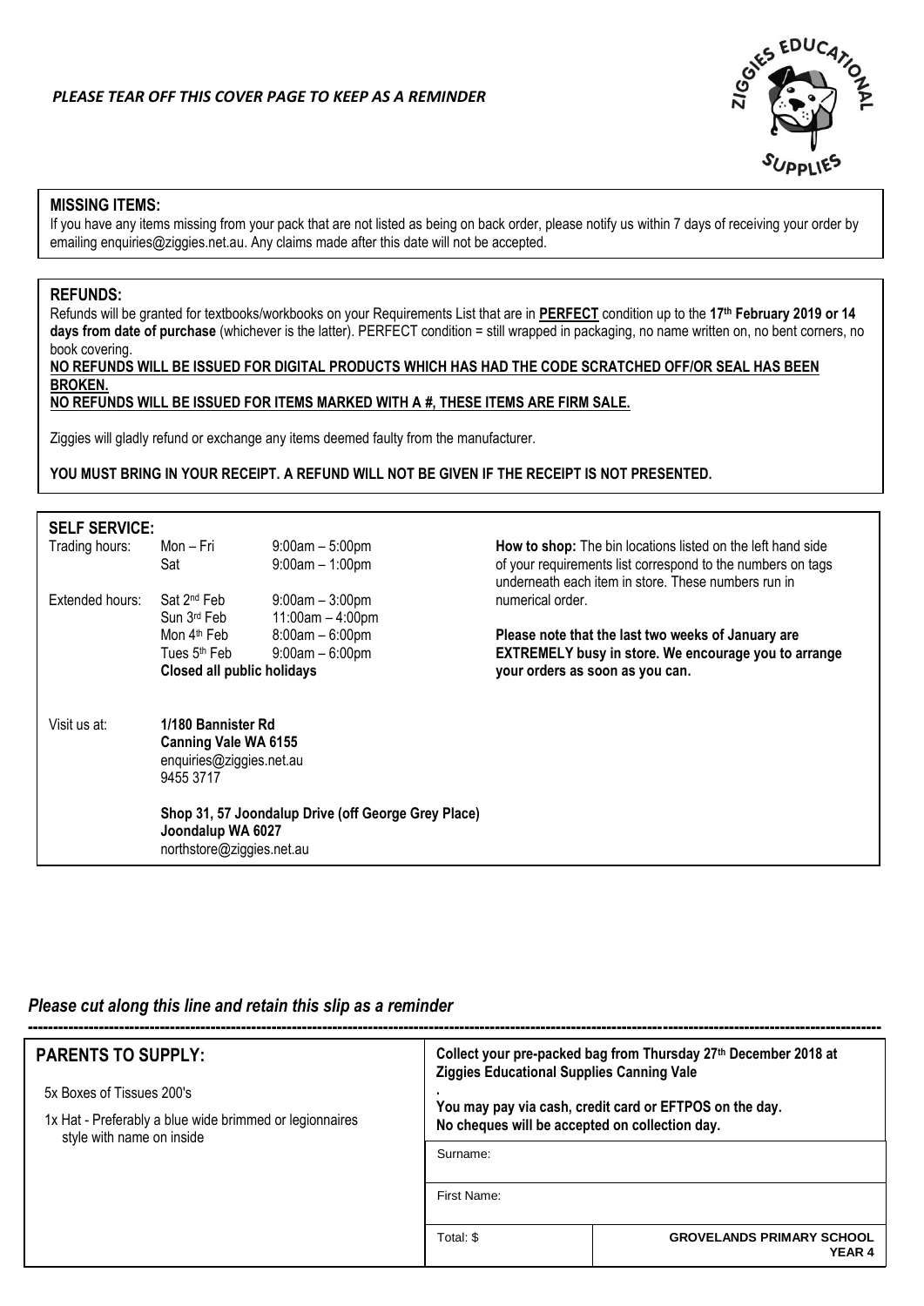*PLEASE TEAR OFF THIS COVER PAGE TO KEEP AS A REMINDER*

### MISSING ITEMS:

If you have any items missing from your pack that are not listed as being on back order, please notify us within 7 days of receiving your order by emailing enquiries@ziggies.net.au. Any claims made after this date will not be accepted.

### REFUNDS:

Refunds will be granted for textbooks/workbooks on your Requirements List that are in **PERFECT** condition up to the **17th February 2019 or 14 days from date of purchase** (whichever is the latter). PERFECT condition = still wrapped in packaging, no name written on, no bent corners, no book covering.

**NO REFUNDS WILL BE ISSUED FOR DIGITAL PRODUCTS WHICH HAS HAD THE CODE SCRATCHED OFF/OR SEAL HAS BEEN BROKEN.**

**NO REFUNDS WILL BE ISSUED FOR ITEMS MARKED WITH A #, THESE ITEMS ARE FIRM SALE.**

Ziggies will gladly refund or exchange any items deemed faulty from the manufacturer.

**YOU MUST BRING IN YOUR RECEIPT. A REFUND WILL NOT BE GIVEN IF THE RECEIPT IS NOT PRESENTED.**

### SELF SERVICE:

| | | |
|---|---|---|
| Trading hours: | Mon – Fri | 9:00am – 5:00pm |
| | Sat | 9:00am – 1:00pm |
| Extended hours: | Sat 2nd Feb | 9:00am – 3:00pm |
| | Sun 3rd Feb | 11:00am – 4:00pm |
| | Mon 4th Feb | 8:00am – 6:00pm |
| | Tues 5th Feb | 9:00am – 6:00pm |
| | **Closed all public holidays** | |

**How to shop:** The bin locations listed on the left hand side of your requirements list correspond to the numbers on tags underneath each item in store. These numbers run in numerical order.

**Please note that the last two weeks of January are EXTREMELY busy in store. We encourage you to arrange your orders as soon as you can.**

Visit us at:

**1/180 Bannister Rd**
**Canning Vale WA 6155**
enquiries@ziggies.net.au
9455 3717

**Shop 31, 57 Joondalup Drive (off George Grey Place)**
**Joondalup WA 6027**
northstore@ziggies.net.au

*Please cut along this line and retain this slip as a reminder*

---

### PARENTS TO SUPPLY:

5x Boxes of Tissues 200's

1x Hat - Preferably a blue wide brimmed or legionnaires style with name on inside

**Collect your pre-packed bag from Thursday 27th December 2018 at Ziggies Educational Supplies Canning Vale**

**You may pay via cash, credit card or EFTPOS on the day.**
**No cheques will be accepted on collection day.**

| | |
|---|---|
| Surname: | |
| First Name: | |
| Total: $ | **GROVELANDS PRIMARY SCHOOL YEAR 4** |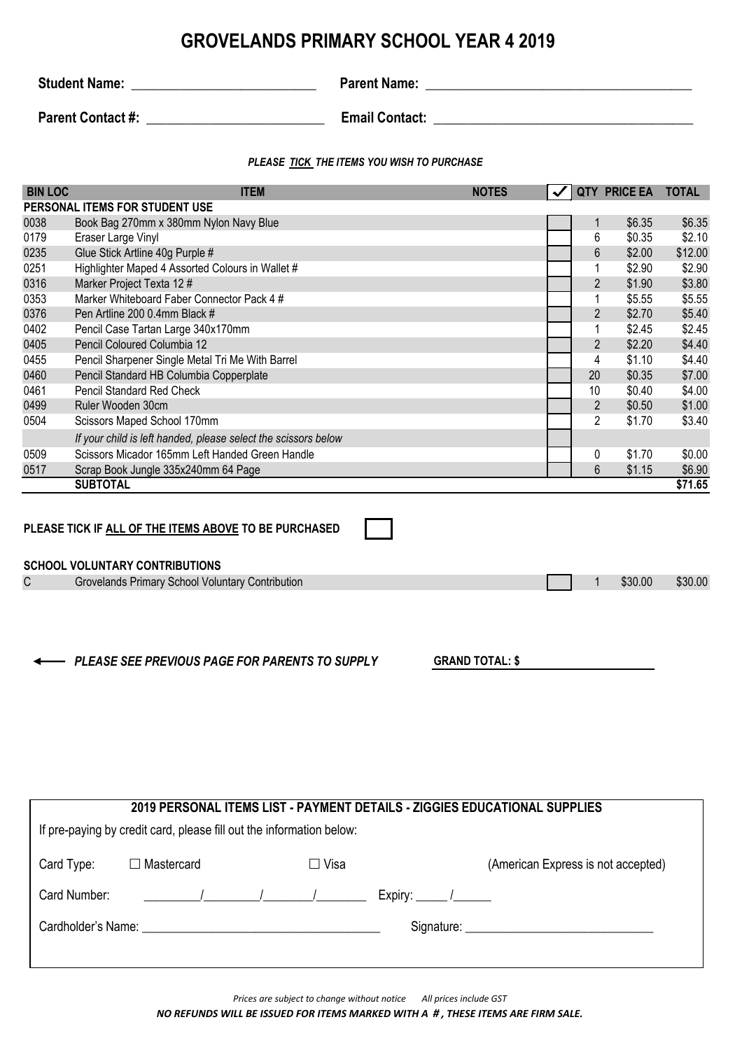# GROVELANDS PRIMARY SCHOOL YEAR 4 2019

**Student Name:** ___________________________ **Parent Name:** ______________________________________

**Parent Contact #:** _________________________ **Email Contact:** ____________________________________

***PLEASE TICK THE ITEMS YOU WISH TO PURCHASE***

| BIN LOC | ITEM | NOTES | ✓ | QTY | PRICE EA | TOTAL |
|---|---|---|---|---|---|---|
| | **PERSONAL ITEMS FOR STUDENT USE** | | | | | |
| 0038 | Book Bag 270mm x 380mm Nylon Navy Blue | | | 1 | $6.35 | $6.35 |
| 0179 | Eraser Large Vinyl | | | 6 | $0.35 | $2.10 |
| 0235 | Glue Stick Artline 40g Purple # | | | 6 | $2.00 | $12.00 |
| 0251 | Highlighter Maped 4 Assorted Colours in Wallet # | | | 1 | $2.90 | $2.90 |
| 0316 | Marker Project Texta 12 # | | | 2 | $1.90 | $3.80 |
| 0353 | Marker Whiteboard Faber Connector Pack 4 # | | | 1 | $5.55 | $5.55 |
| 0376 | Pen Artline 200 0.4mm Black # | | | 2 | $2.70 | $5.40 |
| 0402 | Pencil Case Tartan Large 340x170mm | | | 1 | $2.45 | $2.45 |
| 0405 | Pencil Coloured Columbia 12 | | | 2 | $2.20 | $4.40 |
| 0455 | Pencil Sharpener Single Metal Tri Me With Barrel | | | 4 | $1.10 | $4.40 |
| 0460 | Pencil Standard HB Columbia Copperplate | | | 20 | $0.35 | $7.00 |
| 0461 | Pencil Standard Red Check | | | 10 | $0.40 | $4.00 |
| 0499 | Ruler Wooden 30cm | | | 2 | $0.50 | $1.00 |
| 0504 | Scissors Maped School 170mm | | | 2 | $1.70 | $3.40 |
| | *If your child is left handed, please select the scissors below* | | | | | |
| 0509 | Scissors Micador 165mm Left Handed Green Handle | | | 0 | $1.70 | $0.00 |
| 0517 | Scrap Book Jungle 335x240mm 64 Page | | | 6 | $1.15 | $6.90 |
| | **SUBTOTAL** | | | | | **$71.65** |

**PLEASE TICK IF ALL OF THE ITEMS ABOVE TO BE PURCHASED** ☐

**SCHOOL VOLUNTARY CONTRIBUTIONS**

| | | | | | |
|---|---|---|---|---|---|
| C | Grovelands Primary School Voluntary Contribution | | 1 | $30.00 | $30.00 |

← ***PLEASE SEE PREVIOUS PAGE FOR PARENTS TO SUPPLY*** **GRAND TOTAL: $** ____________________

**2019 PERSONAL ITEMS LIST - PAYMENT DETAILS - ZIGGIES EDUCATIONAL SUPPLIES**

If pre-paying by credit card, please fill out the information below:

Card Type: ☐ Mastercard ☐ Visa (American Express is not accepted)

Card Number: _________/_________/________/________ Expiry: _____ /______

Cardholder's Name: _____________________________________ Signature: ______________________________

*Prices are subject to change without notice All prices include GST*

***NO REFUNDS WILL BE ISSUED FOR ITEMS MARKED WITH A #, THESE ITEMS ARE FIRM SALE.***